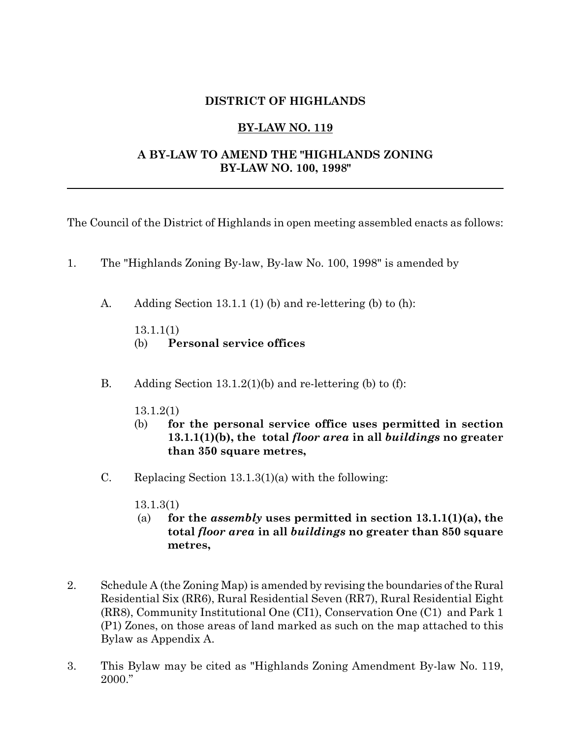# DISTRICT OF HIGHLANDS

## BY-LAW NO. 119

## A BY-LAW TO AMEND THE "HIGHLANDS ZONING BY-LAW NO. 100, 1998"

---

The Council of the District of Highlands in open meeting assembled enacts as follows:

1. The "Highlands Zoning By-law, By-law No. 100, 1998" is amended by

   A. Adding Section 13.1.1 (1) (b) and re-lettering (b) to (h):

      13.1.1(1)
      (b) **Personal service offices**

   B. Adding Section 13.1.2(1)(b) and re-lettering (b) to (f):

      13.1.2(1)
      (b) **for the personal service office uses permitted in section 13.1.1(1)(b), the total *floor area* in all *buildings* no greater than 350 square metres,**

   C. Replacing Section 13.1.3(1)(a) with the following:

      13.1.3(1)
      (a) **for the *assembly* uses permitted in section 13.1.1(1)(a), the total *floor area* in all *buildings* no greater than 850 square metres,**

2. Schedule A (the Zoning Map) is amended by revising the boundaries of the Rural Residential Six (RR6), Rural Residential Seven (RR7), Rural Residential Eight (RR8), Community Institutional One (CI1), Conservation One (C1) and Park 1 (P1) Zones, on those areas of land marked as such on the map attached to this Bylaw as Appendix A.

3. This Bylaw may be cited as "Highlands Zoning Amendment By-law No. 119, 2000."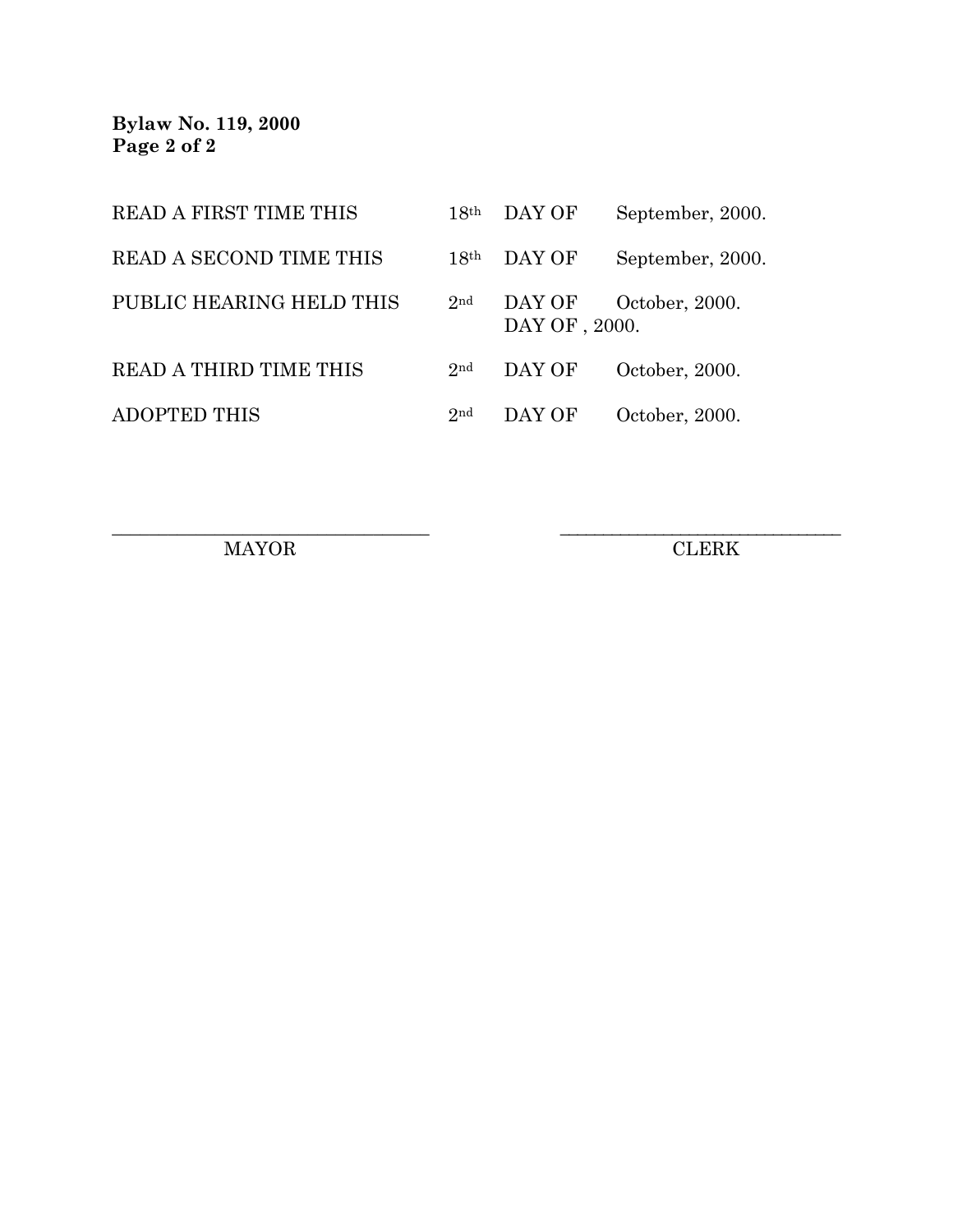**Bylaw No. 119, 2000**
**Page 2 of 2**

| | | | |
|---|---|---|---|
| READ A FIRST TIME THIS | 18th | DAY OF | September, 2000. |
| READ A SECOND TIME THIS | 18th | DAY OF | September, 2000. |
| PUBLIC HEARING HELD THIS | 2nd | DAY OF<br>DAY OF , 2000. | October, 2000. |
| READ A THIRD TIME THIS | 2nd | DAY OF | October, 2000. |
| ADOPTED THIS | 2nd | DAY OF | October, 2000. |

\_\_\_\_\_\_\_\_\_\_\_\_\_\_\_\_\_\_\_\_\_\_\_\_\_\_\_\_\_\_
MAYOR

\_\_\_\_\_\_\_\_\_\_\_\_\_\_\_\_\_\_\_\_\_\_\_\_\_\_\_\_\_\_
CLERK